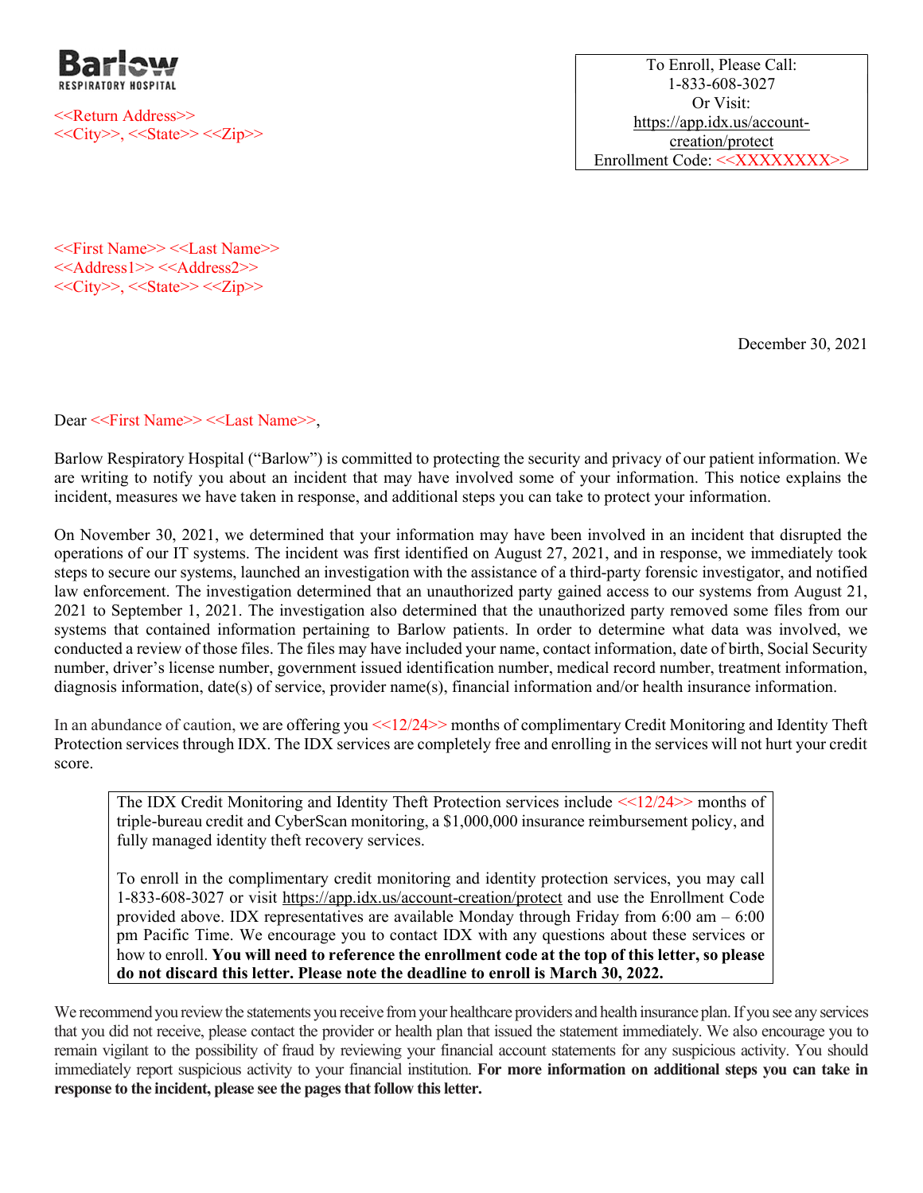**Barlow**
RESPIRATORY HOSPITAL

<<Return Address>>
<<City>>, <<State>> <<Zip>>

To Enroll, Please Call:
1-833-608-3027
Or Visit:
https://app.idx.us/account-creation/protect
Enrollment Code: <<XXXXXXXX>>

<<First Name>> <<Last Name>>
<<Address1>> <<Address2>>
<<City>>, <<State>> <<Zip>>

December 30, 2021

Dear <<First Name>> <<Last Name>>,

Barlow Respiratory Hospital ("Barlow") is committed to protecting the security and privacy of our patient information. We are writing to notify you about an incident that may have involved some of your information. This notice explains the incident, measures we have taken in response, and additional steps you can take to protect your information.

On November 30, 2021, we determined that your information may have been involved in an incident that disrupted the operations of our IT systems. The incident was first identified on August 27, 2021, and in response, we immediately took steps to secure our systems, launched an investigation with the assistance of a third-party forensic investigator, and notified law enforcement. The investigation determined that an unauthorized party gained access to our systems from August 21, 2021 to September 1, 2021. The investigation also determined that the unauthorized party removed some files from our systems that contained information pertaining to Barlow patients. In order to determine what data was involved, we conducted a review of those files. The files may have included your name, contact information, date of birth, Social Security number, driver's license number, government issued identification number, medical record number, treatment information, diagnosis information, date(s) of service, provider name(s), financial information and/or health insurance information.

In an abundance of caution, we are offering you <<12/24>> months of complimentary Credit Monitoring and Identity Theft Protection services through IDX. The IDX services are completely free and enrolling in the services will not hurt your credit score.

> The IDX Credit Monitoring and Identity Theft Protection services include <<12/24>> months of triple-bureau credit and CyberScan monitoring, a $1,000,000 insurance reimbursement policy, and fully managed identity theft recovery services.
>
> To enroll in the complimentary credit monitoring and identity protection services, you may call 1-833-608-3027 or visit https://app.idx.us/account-creation/protect and use the Enrollment Code provided above. IDX representatives are available Monday through Friday from 6:00 am – 6:00 pm Pacific Time. We encourage you to contact IDX with any questions about these services or how to enroll. **You will need to reference the enrollment code at the top of this letter, so please do not discard this letter. Please note the deadline to enroll is March 30, 2022.**

We recommend you review the statements you receive from your healthcare providers and health insurance plan. If you see any services that you did not receive, please contact the provider or health plan that issued the statement immediately. We also encourage you to remain vigilant to the possibility of fraud by reviewing your financial account statements for any suspicious activity. You should immediately report suspicious activity to your financial institution. **For more information on additional steps you can take in response to the incident, please see the pages that follow this letter.**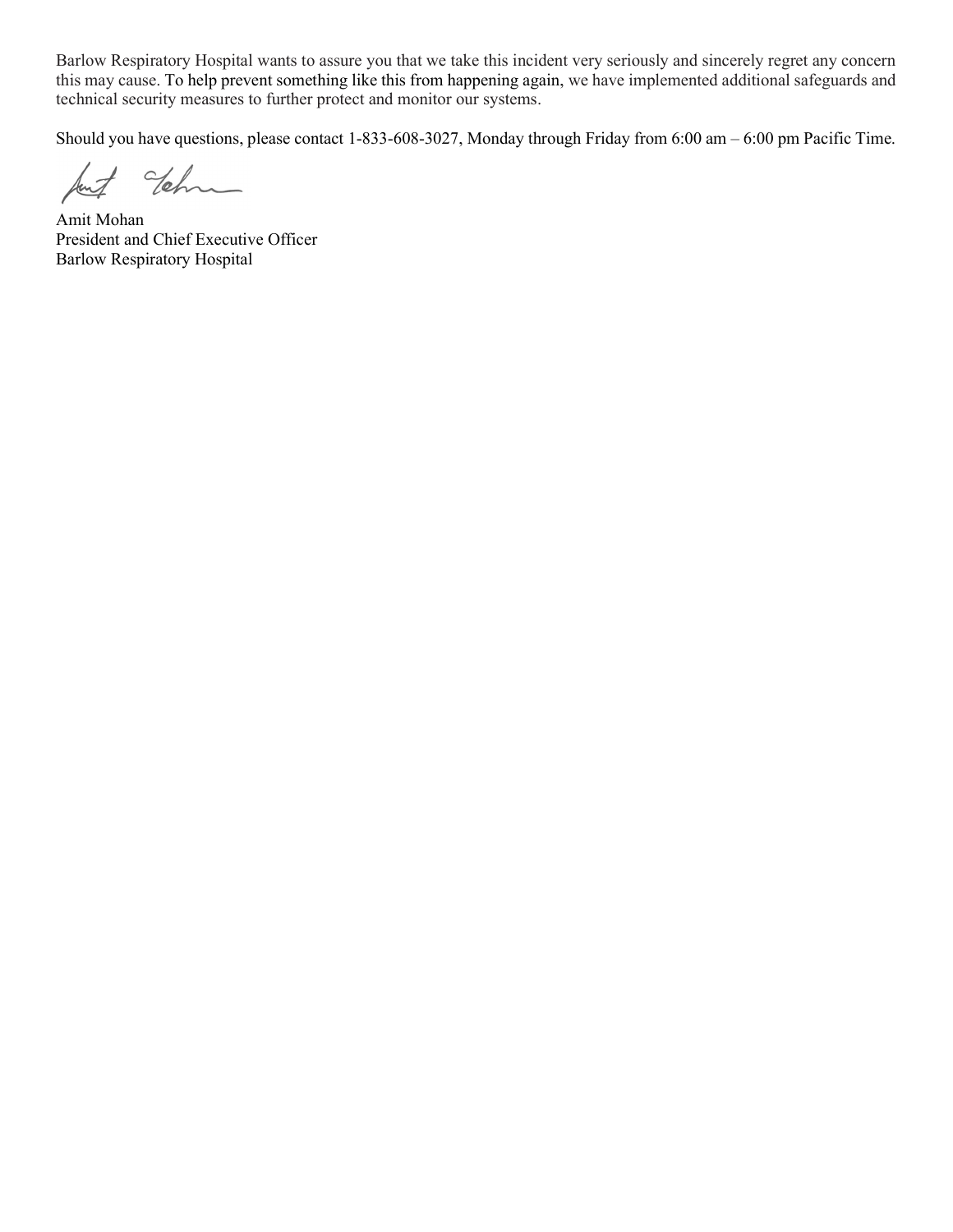Barlow Respiratory Hospital wants to assure you that we take this incident very seriously and sincerely regret any concern this may cause. To help prevent something like this from happening again, we have implemented additional safeguards and technical security measures to further protect and monitor our systems.

Should you have questions, please contact 1-833-608-3027, Monday through Friday from 6:00 am – 6:00 pm Pacific Time.

Amit Mohan
President and Chief Executive Officer
Barlow Respiratory Hospital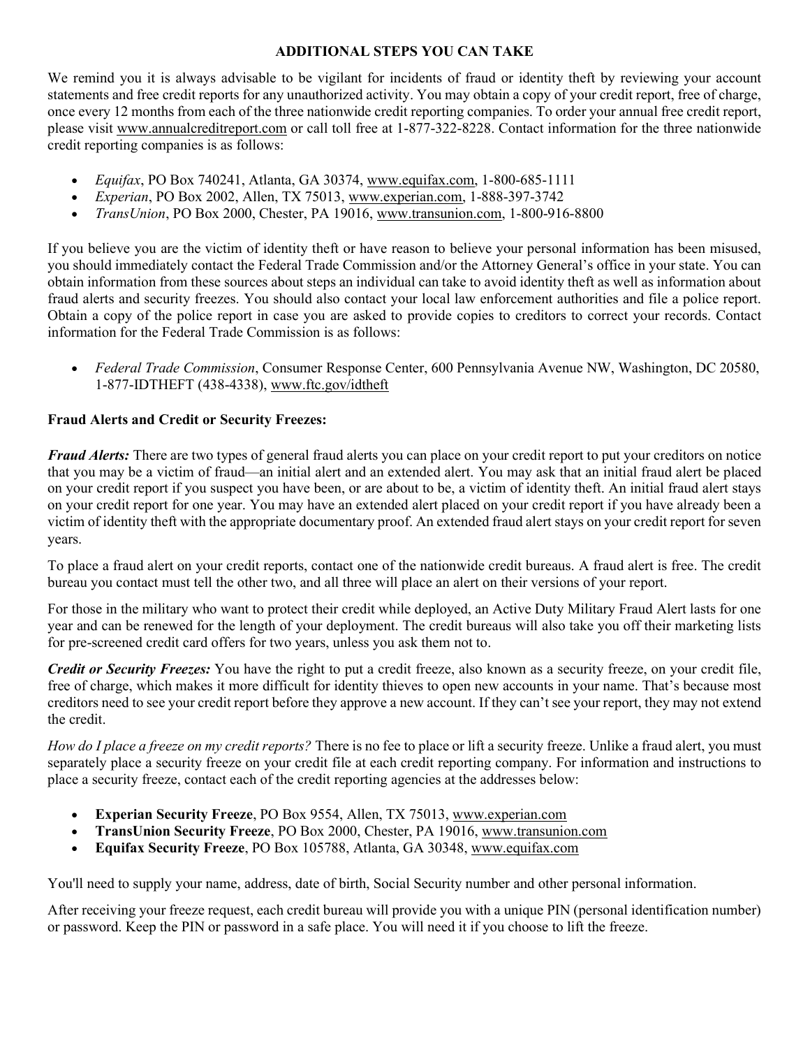## ADDITIONAL STEPS YOU CAN TAKE

We remind you it is always advisable to be vigilant for incidents of fraud or identity theft by reviewing your account statements and free credit reports for any unauthorized activity. You may obtain a copy of your credit report, free of charge, once every 12 months from each of the three nationwide credit reporting companies. To order your annual free credit report, please visit www.annualcreditreport.com or call toll free at 1-877-322-8228. Contact information for the three nationwide credit reporting companies is as follows:

- *Equifax*, PO Box 740241, Atlanta, GA 30374, www.equifax.com, 1-800-685-1111
- *Experian*, PO Box 2002, Allen, TX 75013, www.experian.com, 1-888-397-3742
- *TransUnion*, PO Box 2000, Chester, PA 19016, www.transunion.com, 1-800-916-8800

If you believe you are the victim of identity theft or have reason to believe your personal information has been misused, you should immediately contact the Federal Trade Commission and/or the Attorney General's office in your state. You can obtain information from these sources about steps an individual can take to avoid identity theft as well as information about fraud alerts and security freezes. You should also contact your local law enforcement authorities and file a police report. Obtain a copy of the police report in case you are asked to provide copies to creditors to correct your records. Contact information for the Federal Trade Commission is as follows:

- *Federal Trade Commission*, Consumer Response Center, 600 Pennsylvania Avenue NW, Washington, DC 20580, 1-877-IDTHEFT (438-4338), www.ftc.gov/idtheft

### Fraud Alerts and Credit or Security Freezes:

***Fraud Alerts:*** There are two types of general fraud alerts you can place on your credit report to put your creditors on notice that you may be a victim of fraud—an initial alert and an extended alert. You may ask that an initial fraud alert be placed on your credit report if you suspect you have been, or are about to be, a victim of identity theft. An initial fraud alert stays on your credit report for one year. You may have an extended alert placed on your credit report if you have already been a victim of identity theft with the appropriate documentary proof. An extended fraud alert stays on your credit report for seven years.

To place a fraud alert on your credit reports, contact one of the nationwide credit bureaus. A fraud alert is free. The credit bureau you contact must tell the other two, and all three will place an alert on their versions of your report.

For those in the military who want to protect their credit while deployed, an Active Duty Military Fraud Alert lasts for one year and can be renewed for the length of your deployment. The credit bureaus will also take you off their marketing lists for pre-screened credit card offers for two years, unless you ask them not to.

***Credit or Security Freezes:*** You have the right to put a credit freeze, also known as a security freeze, on your credit file, free of charge, which makes it more difficult for identity thieves to open new accounts in your name. That's because most creditors need to see your credit report before they approve a new account. If they can't see your report, they may not extend the credit.

*How do I place a freeze on my credit reports?* There is no fee to place or lift a security freeze. Unlike a fraud alert, you must separately place a security freeze on your credit file at each credit reporting company. For information and instructions to place a security freeze, contact each of the credit reporting agencies at the addresses below:

- **Experian Security Freeze**, PO Box 9554, Allen, TX 75013, www.experian.com
- **TransUnion Security Freeze**, PO Box 2000, Chester, PA 19016, www.transunion.com
- **Equifax Security Freeze**, PO Box 105788, Atlanta, GA 30348, www.equifax.com

You'll need to supply your name, address, date of birth, Social Security number and other personal information.

After receiving your freeze request, each credit bureau will provide you with a unique PIN (personal identification number) or password. Keep the PIN or password in a safe place. You will need it if you choose to lift the freeze.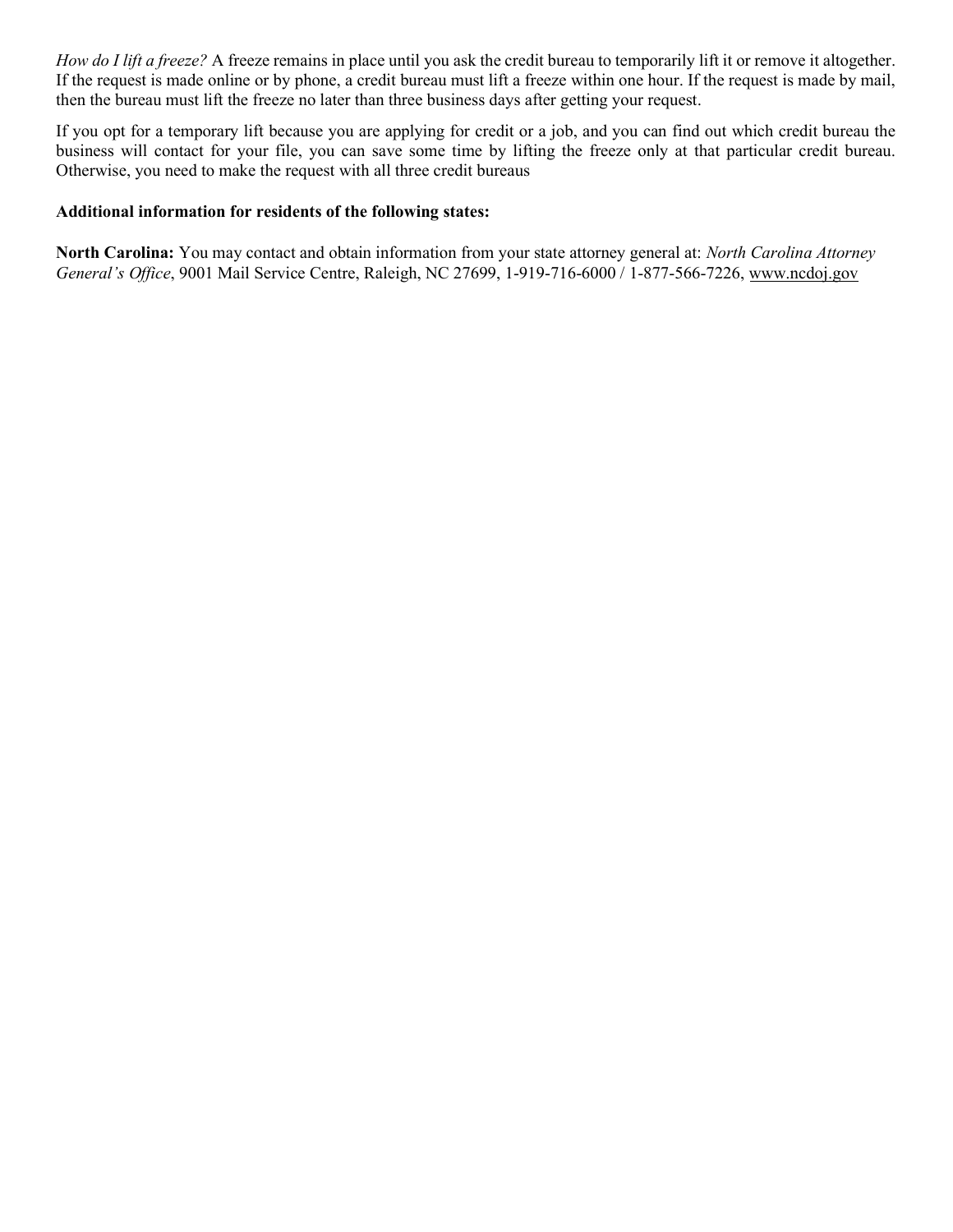*How do I lift a freeze?* A freeze remains in place until you ask the credit bureau to temporarily lift it or remove it altogether. If the request is made online or by phone, a credit bureau must lift a freeze within one hour. If the request is made by mail, then the bureau must lift the freeze no later than three business days after getting your request.

If you opt for a temporary lift because you are applying for credit or a job, and you can find out which credit bureau the business will contact for your file, you can save some time by lifting the freeze only at that particular credit bureau. Otherwise, you need to make the request with all three credit bureaus

**Additional information for residents of the following states:**

**North Carolina:** You may contact and obtain information from your state attorney general at: *North Carolina Attorney General's Office*, 9001 Mail Service Centre, Raleigh, NC 27699, 1-919-716-6000 / 1-877-566-7226, www.ncdoj.gov